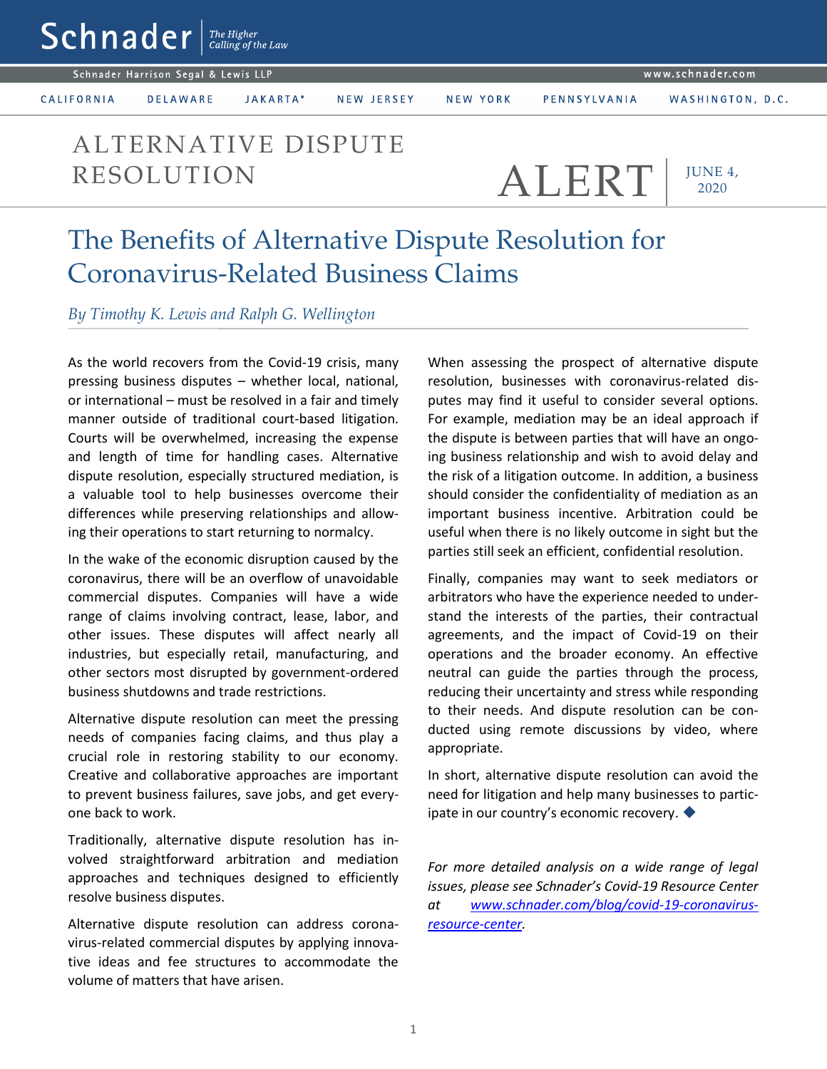# Schnader

*The Higher Calling of the Law*

Schnader Harrison Segal & Lewis LLP — www.schnader.com

CALIFORNIA DELAWARE JAKARTA* NEW JERSEY NEW YORK PENNSYLVANIA WASHINGTON, D.C.

ALTERNATIVE DISPUTE RESOLUTION **ALERT** JUNE 4, 2020

## The Benefits of Alternative Dispute Resolution for Coronavirus-Related Business Claims

*By Timothy K. Lewis and Ralph G. Wellington*

As the world recovers from the Covid-19 crisis, many pressing business disputes – whether local, national, or international – must be resolved in a fair and timely manner outside of traditional court-based litigation. Courts will be overwhelmed, increasing the expense and length of time for handling cases. Alternative dispute resolution, especially structured mediation, is a valuable tool to help businesses overcome their differences while preserving relationships and allowing their operations to start returning to normalcy.

In the wake of the economic disruption caused by the coronavirus, there will be an overflow of unavoidable commercial disputes. Companies will have a wide range of claims involving contract, lease, labor, and other issues. These disputes will affect nearly all industries, but especially retail, manufacturing, and other sectors most disrupted by government-ordered business shutdowns and trade restrictions.

Alternative dispute resolution can meet the pressing needs of companies facing claims, and thus play a crucial role in restoring stability to our economy. Creative and collaborative approaches are important to prevent business failures, save jobs, and get everyone back to work.

Traditionally, alternative dispute resolution has involved straightforward arbitration and mediation approaches and techniques designed to efficiently resolve business disputes.

Alternative dispute resolution can address coronavirus-related commercial disputes by applying innovative ideas and fee structures to accommodate the volume of matters that have arisen.

When assessing the prospect of alternative dispute resolution, businesses with coronavirus-related disputes may find it useful to consider several options. For example, mediation may be an ideal approach if the dispute is between parties that will have an ongoing business relationship and wish to avoid delay and the risk of a litigation outcome. In addition, a business should consider the confidentiality of mediation as an important business incentive. Arbitration could be useful when there is no likely outcome in sight but the parties still seek an efficient, confidential resolution.

Finally, companies may want to seek mediators or arbitrators who have the experience needed to understand the interests of the parties, their contractual agreements, and the impact of Covid-19 on their operations and the broader economy. An effective neutral can guide the parties through the process, reducing their uncertainty and stress while responding to their needs. And dispute resolution can be conducted using remote discussions by video, where appropriate.

In short, alternative dispute resolution can avoid the need for litigation and help many businesses to participate in our country's economic recovery. ◆

*For more detailed analysis on a wide range of legal issues, please see Schnader's Covid-19 Resource Center at [www.schnader.com/blog/covid-19-coronavirus-resource-center](www.schnader.com/blog/covid-19-coronavirus-resource-center).*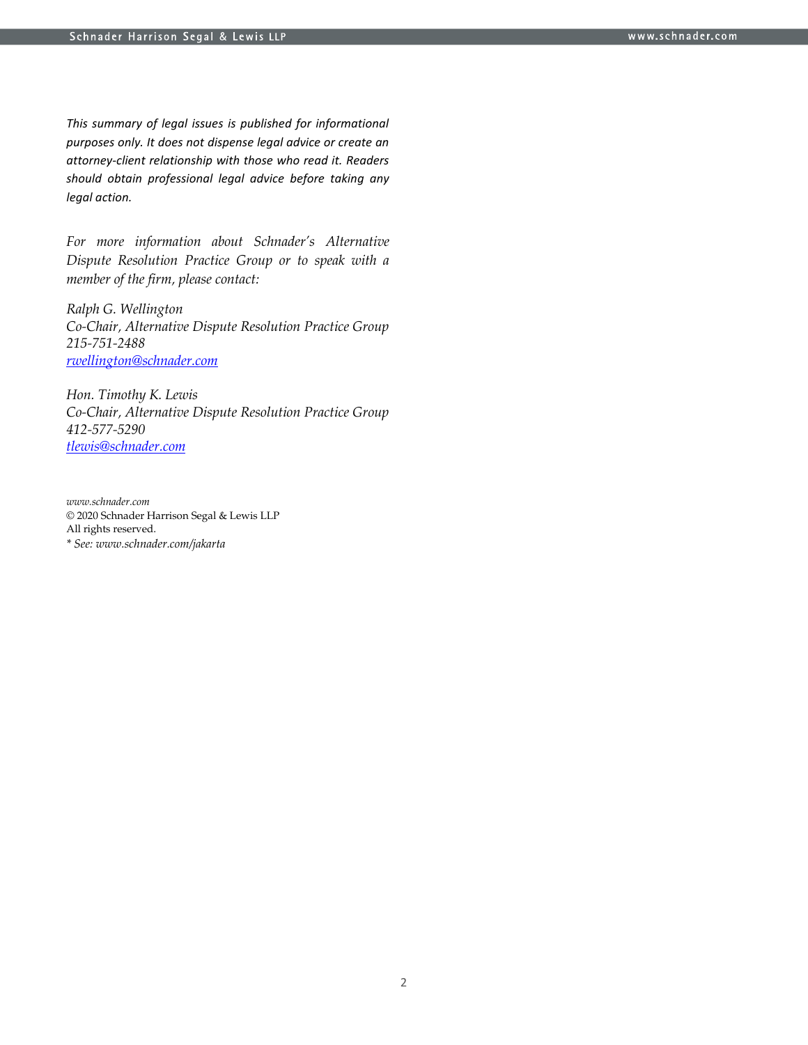*This summary of legal issues is published for informational purposes only. It does not dispense legal advice or create an attorney-client relationship with those who read it. Readers should obtain professional legal advice before taking any legal action.*

*For more information about Schnader's Alternative Dispute Resolution Practice Group or to speak with a member of the firm, please contact:*

*Ralph G. Wellington*
*Co-Chair, Alternative Dispute Resolution Practice Group*
*215-751-2488*
*[rwellington@schnader.com](mailto:rwellington@schnader.com)*

*Hon. Timothy K. Lewis*
*Co-Chair, Alternative Dispute Resolution Practice Group*
*412-577-5290*
*[tlewis@schnader.com](mailto:tlewis@schnader.com)*

*www.schnader.com*
© 2020 Schnader Harrison Segal & Lewis LLP
All rights reserved.
* *See: www.schnader.com/jakarta*